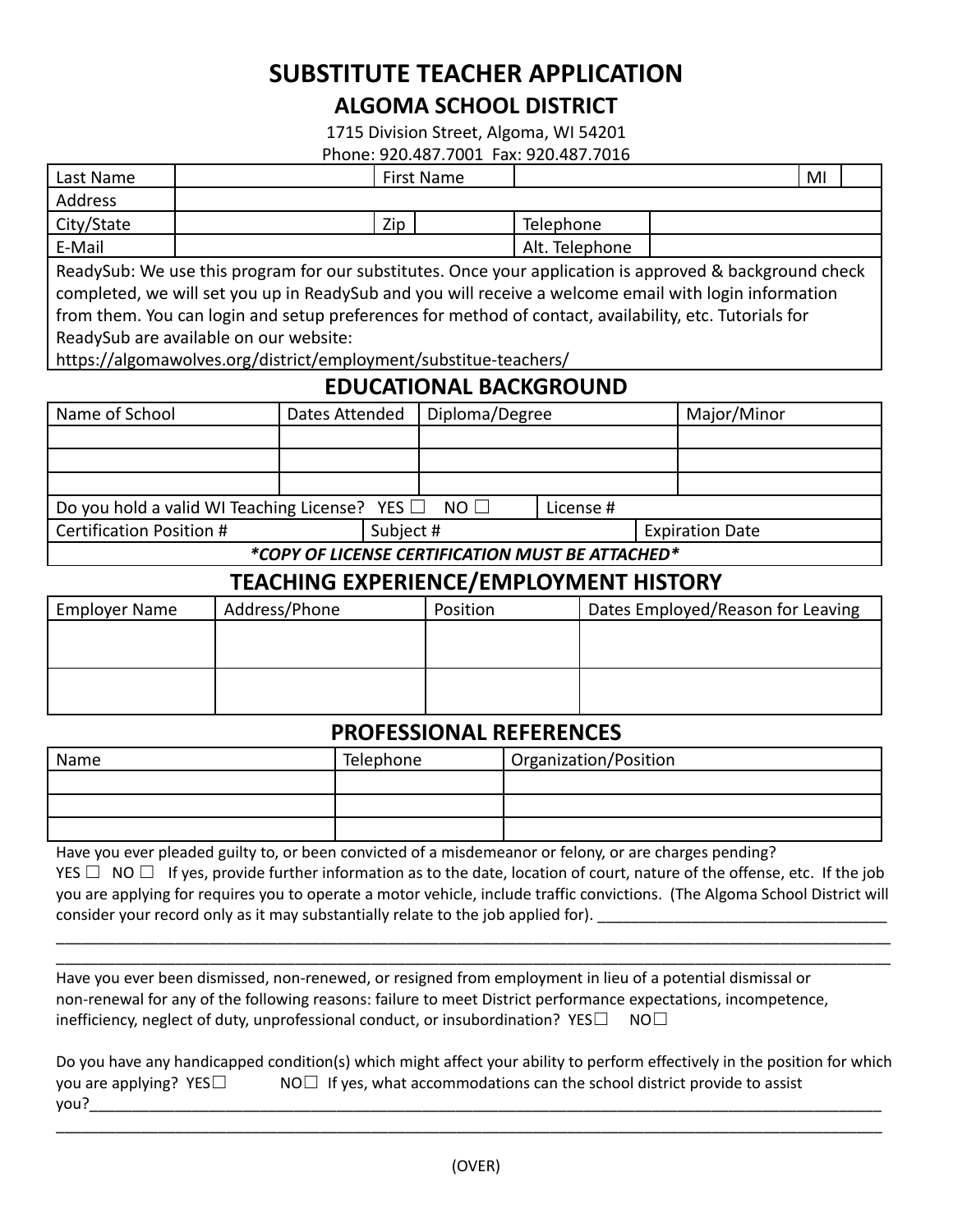# SUBSTITUTE TEACHER APPLICATION

## ALGOMA SCHOOL DISTRICT

1715 Division Street, Algoma, WI 54201
Phone: 920.487.7001 Fax: 920.487.7016

| Last Name | | First Name | | MI | |
|---|---|---|---|---|---|
| Address | | | | | |
| City/State | | Zip | | Telephone | |
| E-Mail | | | | Alt. Telephone | |

ReadySub: We use this program for our substitutes. Once your application is approved & background check completed, we will set you up in ReadySub and you will receive a welcome email with login information from them. You can login and setup preferences for method of contact, availability, etc. Tutorials for ReadySub are available on our website:
https://algomawolves.org/district/employment/substitue-teachers/

## EDUCATIONAL BACKGROUND

| Name of School | Dates Attended | Diploma/Degree | Major/Minor |
|---|---|---|---|
| | | | |
| | | | |
| | | | |

Do you hold a valid WI Teaching License? YES ☐ NO ☐ License #

| Certification Position # | Subject # | Expiration Date |
|---|---|---|

***COPY OF LICENSE CERTIFICATION MUST BE ATTACHED***

## TEACHING EXPERIENCE/EMPLOYMENT HISTORY

| Employer Name | Address/Phone | Position | Dates Employed/Reason for Leaving |
|---|---|---|---|
| | | | |
| | | | |

## PROFESSIONAL REFERENCES

| Name | Telephone | Organization/Position |
|---|---|---|
| | | |
| | | |
| | | |

Have you ever pleaded guilty to, or been convicted of a misdemeanor or felony, or are charges pending?
YES ☐ NO ☐ If yes, provide further information as to the date, location of court, nature of the offense, etc. If the job you are applying for requires you to operate a motor vehicle, include traffic convictions. (The Algoma School District will consider your record only as it may substantially relate to the job applied for). ___________________________________

_____________________________________________________________________________________________________

_____________________________________________________________________________________________________

Have you ever been dismissed, non-renewed, or resigned from employment in lieu of a potential dismissal or non-renewal for any of the following reasons: failure to meet District performance expectations, incompetence, inefficiency, neglect of duty, unprofessional conduct, or insubordination? YES☐ NO☐

Do you have any handicapped condition(s) which might affect your ability to perform effectively in the position for which you are applying? YES☐ NO☐ If yes, what accommodations can the school district provide to assist you?_____________________________________________________________________________________________________

_____________________________________________________________________________________________________

(OVER)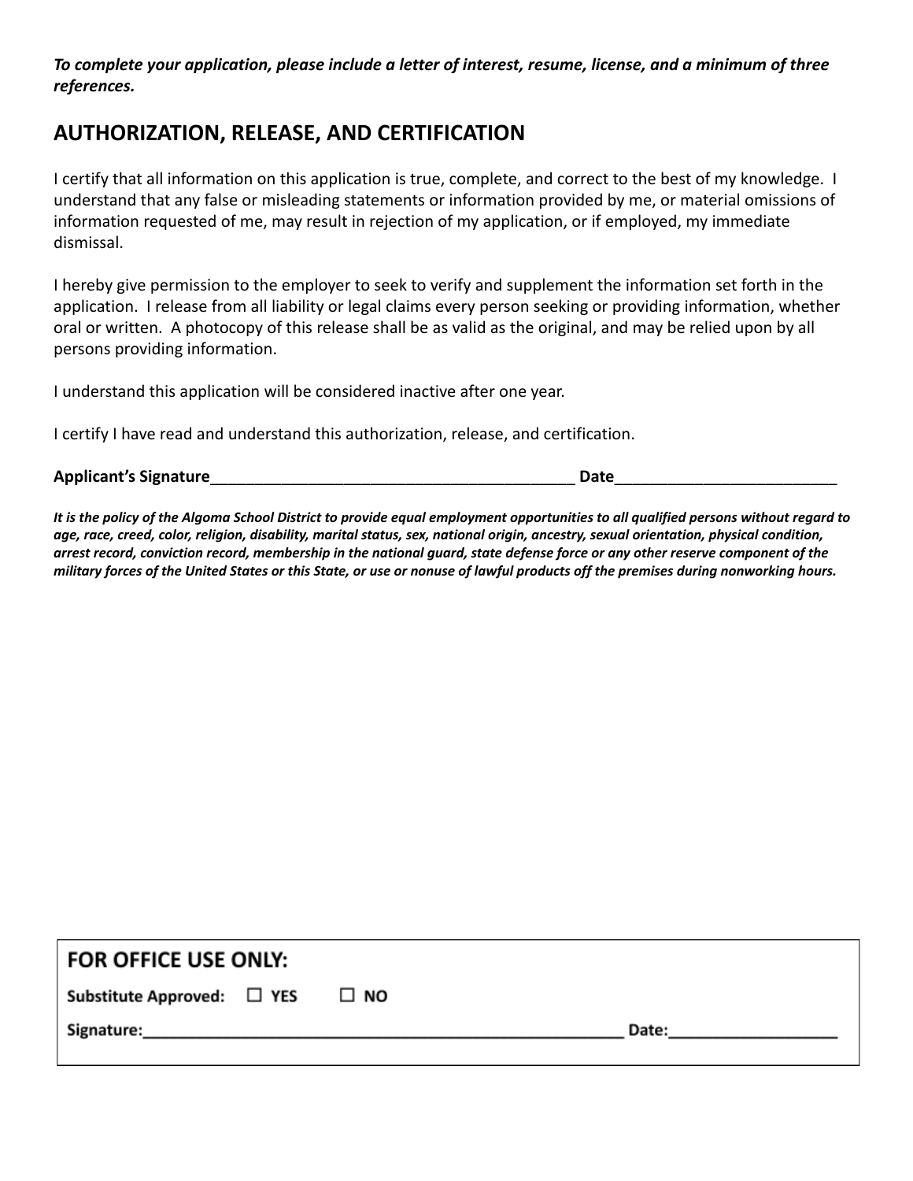***To complete your application, please include a letter of interest, resume, license, and a minimum of three references.***

## AUTHORIZATION, RELEASE, AND CERTIFICATION

I certify that all information on this application is true, complete, and correct to the best of my knowledge. I understand that any false or misleading statements or information provided by me, or material omissions of information requested of me, may result in rejection of my application, or if employed, my immediate dismissal.

I hereby give permission to the employer to seek to verify and supplement the information set forth in the application. I release from all liability or legal claims every person seeking or providing information, whether oral or written. A photocopy of this release shall be as valid as the original, and may be relied upon by all persons providing information.

I understand this application will be considered inactive after one year.

I certify I have read and understand this authorization, release, and certification.

**Applicant's Signature**__________________________________________ **Date**_________________________

***It is the policy of the Algoma School District to provide equal employment opportunities to all qualified persons without regard to age, race, creed, color, religion, disability, marital status, sex, national origin, ancestry, sexual orientation, physical condition, arrest record, conviction record, membership in the national guard, state defense force or any other reserve component of the military forces of the United States or this State, or use or nonuse of lawful products off the premises during nonworking hours.***

**FOR OFFICE USE ONLY:**

**Substitute Approved:** ☐ **YES** ☐ **NO**

**Signature:**______________________________________________________ **Date:**___________________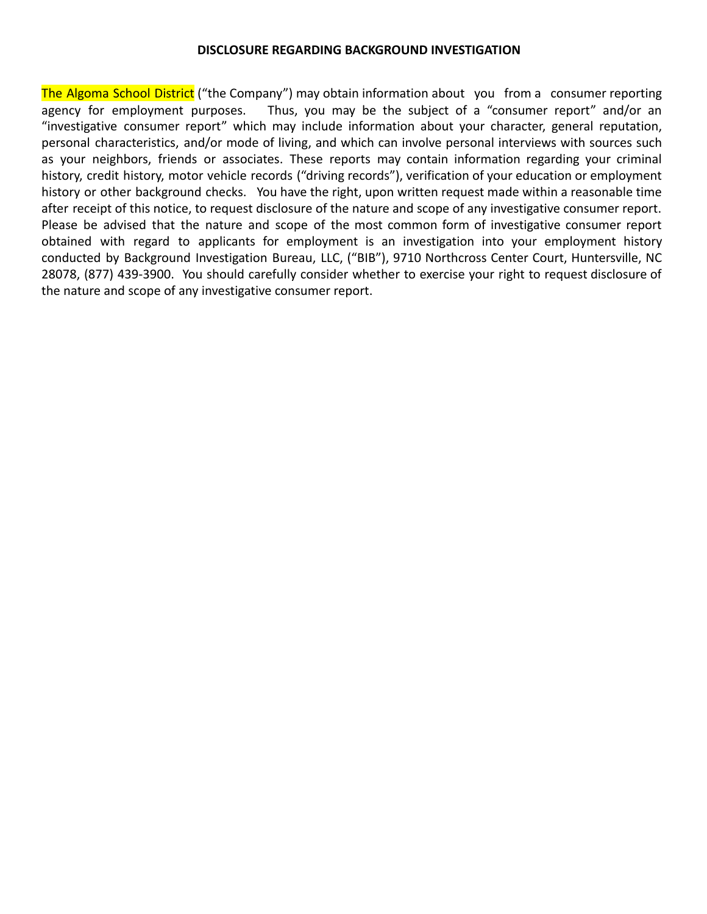**DISCLOSURE REGARDING BACKGROUND INVESTIGATION**

The Algoma School District ("the Company") may obtain information about you from a consumer reporting agency for employment purposes. Thus, you may be the subject of a "consumer report" and/or an "investigative consumer report" which may include information about your character, general reputation, personal characteristics, and/or mode of living, and which can involve personal interviews with sources such as your neighbors, friends or associates. These reports may contain information regarding your criminal history, credit history, motor vehicle records ("driving records"), verification of your education or employment history or other background checks. You have the right, upon written request made within a reasonable time after receipt of this notice, to request disclosure of the nature and scope of any investigative consumer report. Please be advised that the nature and scope of the most common form of investigative consumer report obtained with regard to applicants for employment is an investigation into your employment history conducted by Background Investigation Bureau, LLC, ("BIB"), 9710 Northcross Center Court, Huntersville, NC 28078, (877) 439-3900. You should carefully consider whether to exercise your right to request disclosure of the nature and scope of any investigative consumer report.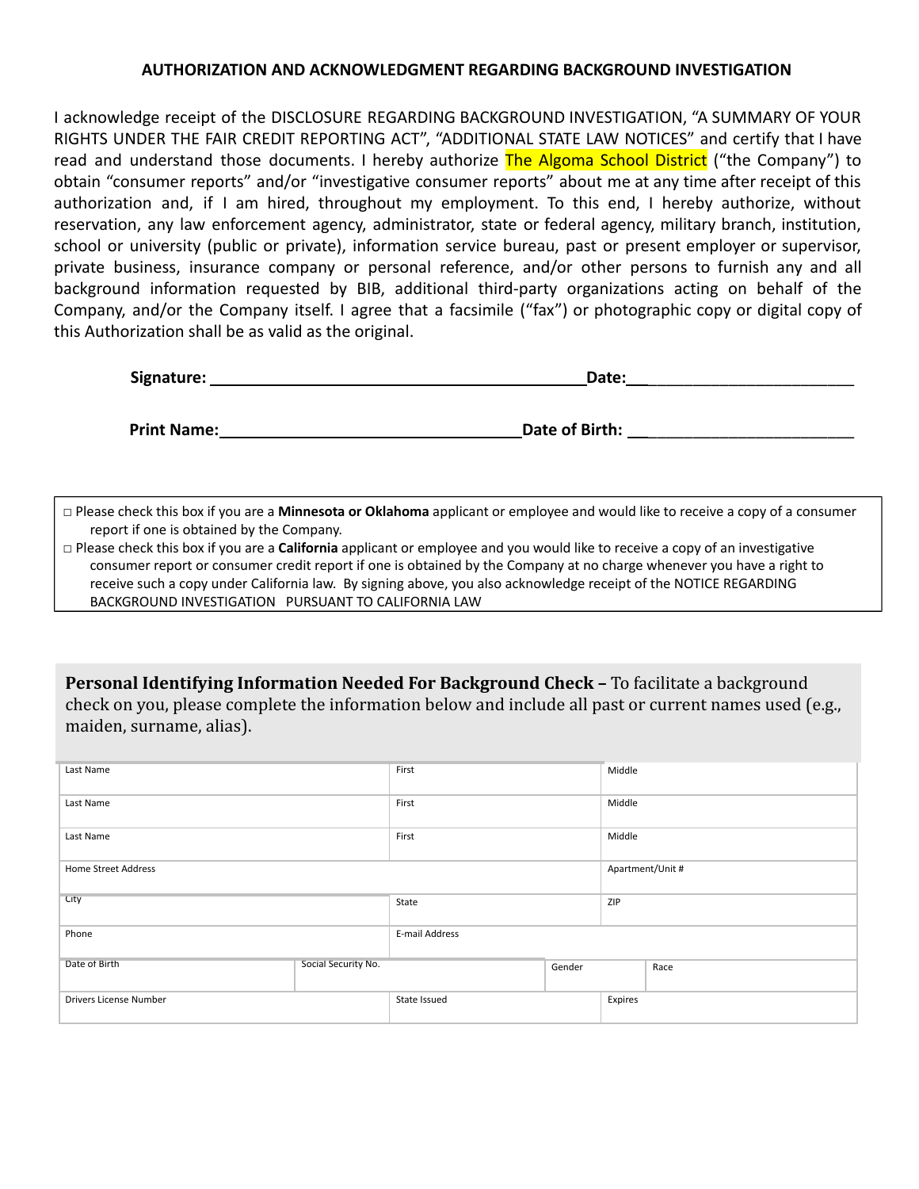**AUTHORIZATION AND ACKNOWLEDGMENT REGARDING BACKGROUND INVESTIGATION**

I acknowledge receipt of the DISCLOSURE REGARDING BACKGROUND INVESTIGATION, "A SUMMARY OF YOUR RIGHTS UNDER THE FAIR CREDIT REPORTING ACT", "ADDITIONAL STATE LAW NOTICES" and certify that I have read and understand those documents. I hereby authorize The Algoma School District ("the Company") to obtain "consumer reports" and/or "investigative consumer reports" about me at any time after receipt of this authorization and, if I am hired, throughout my employment. To this end, I hereby authorize, without reservation, any law enforcement agency, administrator, state or federal agency, military branch, institution, school or university (public or private), information service bureau, past or present employer or supervisor, private business, insurance company or personal reference, and/or other persons to furnish any and all background information requested by BIB, additional third-party organizations acting on behalf of the Company, and/or the Company itself. I agree that a facsimile ("fax") or photographic copy or digital copy of this Authorization shall be as valid as the original.

**Signature:** ______________________________ **Date:** ____________________

**Print Name:** ______________________________ **Date of Birth:** ____________________

□ Please check this box if you are a **Minnesota or Oklahoma** applicant or employee and would like to receive a copy of a consumer report if one is obtained by the Company.

□ Please check this box if you are a **California** applicant or employee and you would like to receive a copy of an investigative consumer report or consumer credit report if one is obtained by the Company at no charge whenever you have a right to receive such a copy under California law. By signing above, you also acknowledge receipt of the NOTICE REGARDING BACKGROUND INVESTIGATION PURSUANT TO CALIFORNIA LAW

**Personal Identifying Information Needed For Background Check –** To facilitate a background check on you, please complete the information below and include all past or current names used (e.g., maiden, surname, alias).

| | | | |
|---|---|---|---|
| Last Name | | First | Middle |
| Last Name | | First | Middle |
| Last Name | | First | Middle |
| Home Street Address | | | Apartment/Unit # |
| City | | State | ZIP |
| Phone | | E-mail Address | |
| Date of Birth | Social Security No. | Gender | Race |
| Drivers License Number | | State Issued | Expires |